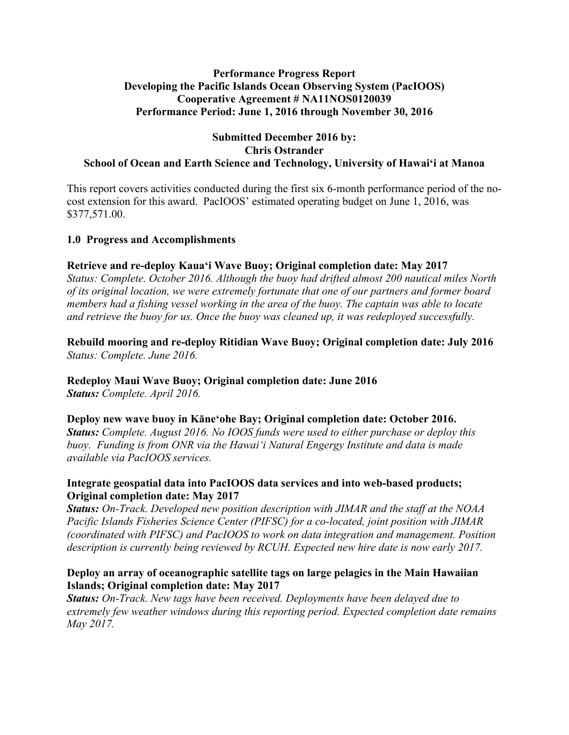**Performance Progress Report**
**Developing the Pacific Islands Ocean Observing System (PacIOOS)**
**Cooperative Agreement # NA11NOS0120039**
**Performance Period: June 1, 2016 through November 30, 2016**

**Submitted December 2016 by:**
**Chris Ostrander**
**School of Ocean and Earth Science and Technology, University of Hawai'i at Manoa**

This report covers activities conducted during the first six 6-month performance period of the no-cost extension for this award. PacIOOS' estimated operating budget on June 1, 2016, was $377,571.00.

## 1.0 Progress and Accomplishments

**Retrieve and re-deploy Kaua'i Wave Buoy; Original completion date: May 2017**
*Status: Complete. October 2016. Although the buoy had drifted almost 200 nautical miles North of its original location, we were extremely fortunate that one of our partners and former board members had a fishing vessel working in the area of the buoy. The captain was able to locate and retrieve the buoy for us. Once the buoy was cleaned up, it was redeployed successfully.*

**Rebuild mooring and re-deploy Ritidian Wave Buoy; Original completion date: July 2016**
*Status: Complete. June 2016.*

**Redeploy Maui Wave Buoy; Original completion date: June 2016**
***Status:*** *Complete. April 2016.*

**Deploy new wave buoy in Kāne'ohe Bay; Original completion date: October 2016.**
***Status:*** *Complete. August 2016. No IOOS funds were used to either purchase or deploy this buoy. Funding is from ONR via the Hawai'i Natural Engergy Institute and data is made available via PacIOOS services.*

**Integrate geospatial data into PacIOOS data services and into web-based products; Original completion date: May 2017**
***Status:*** *On-Track. Developed new position description with JIMAR and the staff at the NOAA Pacific Islands Fisheries Science Center (PIFSC) for a co-located, joint position with JIMAR (coordinated with PIFSC) and PacIOOS to work on data integration and management. Position description is currently being reviewed by RCUH. Expected new hire date is now early 2017.*

**Deploy an array of oceanographic satellite tags on large pelagics in the Main Hawaiian Islands; Original completion date: May 2017**
***Status:*** *On-Track. New tags have been received. Deployments have been delayed due to extremely few weather windows during this reporting period. Expected completion date remains May 2017.*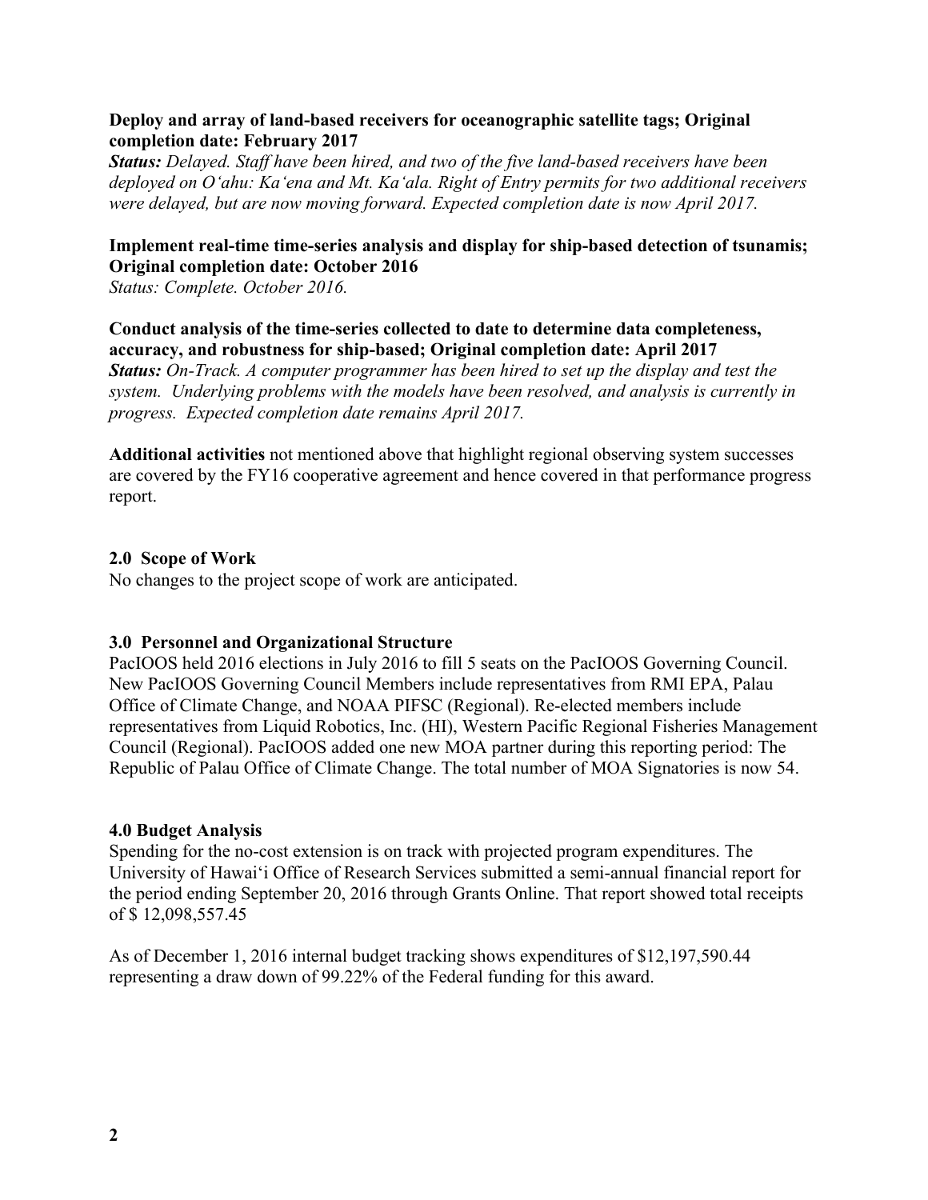**Deploy and array of land-based receivers for oceanographic satellite tags; Original completion date: February 2017**

***Status:*** *Delayed. Staff have been hired, and two of the five land-based receivers have been deployed on O'ahu: Ka'ena and Mt. Ka'ala. Right of Entry permits for two additional receivers were delayed, but are now moving forward. Expected completion date is now April 2017.*

**Implement real-time time-series analysis and display for ship-based detection of tsunamis; Original completion date: October 2016**

*Status: Complete. October 2016.*

**Conduct analysis of the time-series collected to date to determine data completeness, accuracy, and robustness for ship-based; Original completion date: April 2017**

***Status:*** *On-Track. A computer programmer has been hired to set up the display and test the system. Underlying problems with the models have been resolved, and analysis is currently in progress. Expected completion date remains April 2017.*

**Additional activities** not mentioned above that highlight regional observing system successes are covered by the FY16 cooperative agreement and hence covered in that performance progress report.

## 2.0 Scope of Work

No changes to the project scope of work are anticipated.

## 3.0 Personnel and Organizational Structure

PacIOOS held 2016 elections in July 2016 to fill 5 seats on the PacIOOS Governing Council. New PacIOOS Governing Council Members include representatives from RMI EPA, Palau Office of Climate Change, and NOAA PIFSC (Regional). Re-elected members include representatives from Liquid Robotics, Inc. (HI), Western Pacific Regional Fisheries Management Council (Regional). PacIOOS added one new MOA partner during this reporting period: The Republic of Palau Office of Climate Change. The total number of MOA Signatories is now 54.

## 4.0 Budget Analysis

Spending for the no-cost extension is on track with projected program expenditures. The University of Hawai'i Office of Research Services submitted a semi-annual financial report for the period ending September 20, 2016 through Grants Online. That report showed total receipts of $ 12,098,557.45

As of December 1, 2016 internal budget tracking shows expenditures of $12,197,590.44 representing a draw down of 99.22% of the Federal funding for this award.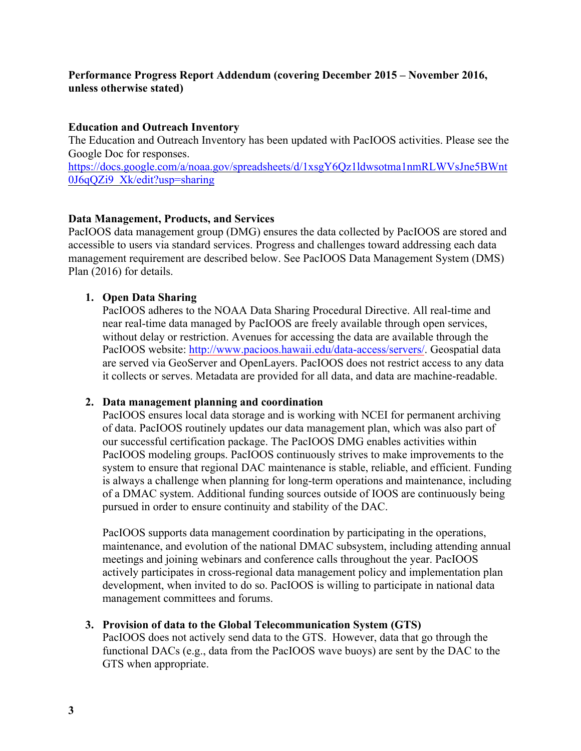**Performance Progress Report Addendum (covering December 2015 – November 2016, unless otherwise stated)**

**Education and Outreach Inventory**

The Education and Outreach Inventory has been updated with PacIOOS activities. Please see the Google Doc for responses.
https://docs.google.com/a/noaa.gov/spreadsheets/d/1xsgY6Qz1ldwsotma1nmRLWVsJne5BWnt0J6qQZi9_Xk/edit?usp=sharing

**Data Management, Products, and Services**

PacIOOS data management group (DMG) ensures the data collected by PacIOOS are stored and accessible to users via standard services. Progress and challenges toward addressing each data management requirement are described below. See PacIOOS Data Management System (DMS) Plan (2016) for details.

1. **Open Data Sharing**
   PacIOOS adheres to the NOAA Data Sharing Procedural Directive. All real-time and near real-time data managed by PacIOOS are freely available through open services, without delay or restriction. Avenues for accessing the data are available through the PacIOOS website: http://www.pacioos.hawaii.edu/data-access/servers/. Geospatial data are served via GeoServer and OpenLayers. PacIOOS does not restrict access to any data it collects or serves. Metadata are provided for all data, and data are machine-readable.

2. **Data management planning and coordination**
   PacIOOS ensures local data storage and is working with NCEI for permanent archiving of data. PacIOOS routinely updates our data management plan, which was also part of our successful certification package. The PacIOOS DMG enables activities within PacIOOS modeling groups. PacIOOS continuously strives to make improvements to the system to ensure that regional DAC maintenance is stable, reliable, and efficient. Funding is always a challenge when planning for long-term operations and maintenance, including of a DMAC system. Additional funding sources outside of IOOS are continuously being pursued in order to ensure continuity and stability of the DAC.

   PacIOOS supports data management coordination by participating in the operations, maintenance, and evolution of the national DMAC subsystem, including attending annual meetings and joining webinars and conference calls throughout the year. PacIOOS actively participates in cross-regional data management policy and implementation plan development, when invited to do so. PacIOOS is willing to participate in national data management committees and forums.

3. **Provision of data to the Global Telecommunication System (GTS)**
   PacIOOS does not actively send data to the GTS. However, data that go through the functional DACs (e.g., data from the PacIOOS wave buoys) are sent by the DAC to the GTS when appropriate.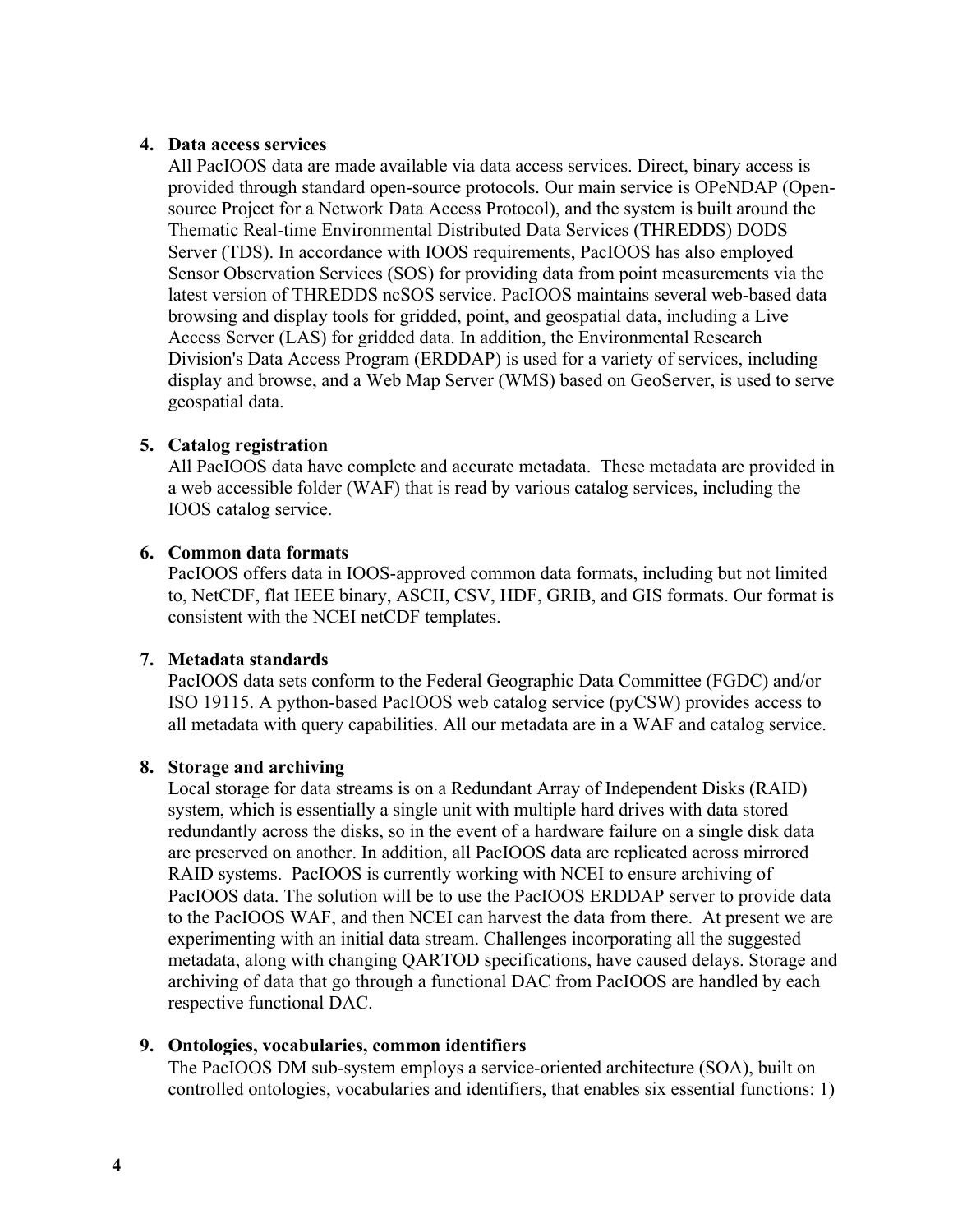4. **Data access services**
   All PacIOOS data are made available via data access services. Direct, binary access is provided through standard open-source protocols. Our main service is OPeNDAP (Open-source Project for a Network Data Access Protocol), and the system is built around the Thematic Real-time Environmental Distributed Data Services (THREDDS) DODS Server (TDS). In accordance with IOOS requirements, PacIOOS has also employed Sensor Observation Services (SOS) for providing data from point measurements via the latest version of THREDDS ncSOS service. PacIOOS maintains several web-based data browsing and display tools for gridded, point, and geospatial data, including a Live Access Server (LAS) for gridded data. In addition, the Environmental Research Division's Data Access Program (ERDDAP) is used for a variety of services, including display and browse, and a Web Map Server (WMS) based on GeoServer, is used to serve geospatial data.

5. **Catalog registration**
   All PacIOOS data have complete and accurate metadata. These metadata are provided in a web accessible folder (WAF) that is read by various catalog services, including the IOOS catalog service.

6. **Common data formats**
   PacIOOS offers data in IOOS-approved common data formats, including but not limited to, NetCDF, flat IEEE binary, ASCII, CSV, HDF, GRIB, and GIS formats. Our format is consistent with the NCEI netCDF templates.

7. **Metadata standards**
   PacIOOS data sets conform to the Federal Geographic Data Committee (FGDC) and/or ISO 19115. A python-based PacIOOS web catalog service (pyCSW) provides access to all metadata with query capabilities. All our metadata are in a WAF and catalog service.

8. **Storage and archiving**
   Local storage for data streams is on a Redundant Array of Independent Disks (RAID) system, which is essentially a single unit with multiple hard drives with data stored redundantly across the disks, so in the event of a hardware failure on a single disk data are preserved on another. In addition, all PacIOOS data are replicated across mirrored RAID systems. PacIOOS is currently working with NCEI to ensure archiving of PacIOOS data. The solution will be to use the PacIOOS ERDDAP server to provide data to the PacIOOS WAF, and then NCEI can harvest the data from there. At present we are experimenting with an initial data stream. Challenges incorporating all the suggested metadata, along with changing QARTOD specifications, have caused delays. Storage and archiving of data that go through a functional DAC from PacIOOS are handled by each respective functional DAC.

9. **Ontologies, vocabularies, common identifiers**
   The PacIOOS DM sub-system employs a service-oriented architecture (SOA), built on controlled ontologies, vocabularies and identifiers, that enables six essential functions: 1)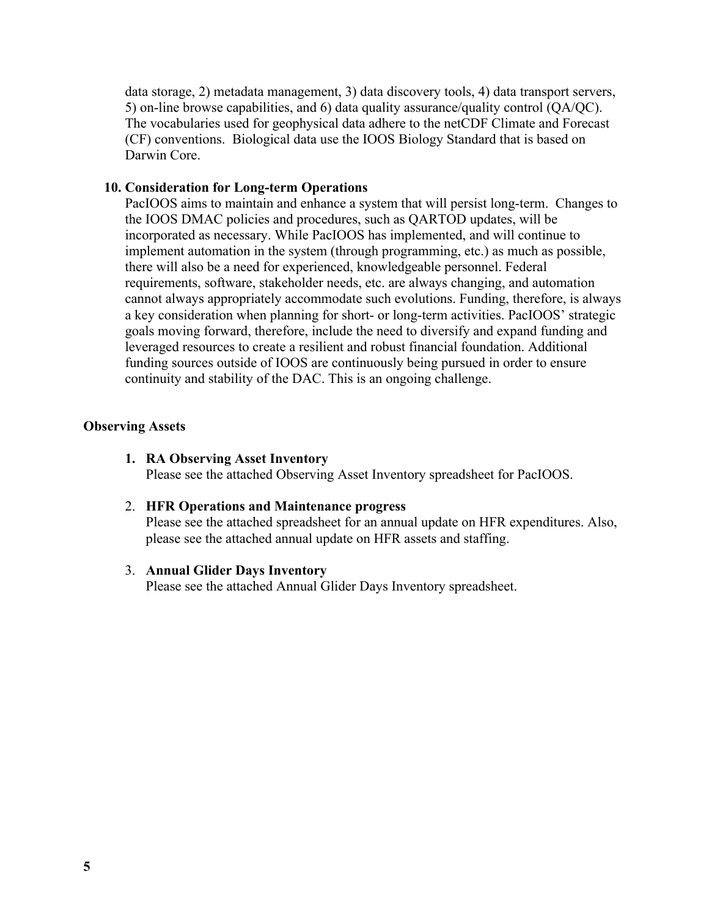data storage, 2) metadata management, 3) data discovery tools, 4) data transport servers, 5) on-line browse capabilities, and 6) data quality assurance/quality control (QA/QC). The vocabularies used for geophysical data adhere to the netCDF Climate and Forecast (CF) conventions. Biological data use the IOOS Biology Standard that is based on Darwin Core.

10. **Consideration for Long-term Operations**
PacIOOS aims to maintain and enhance a system that will persist long-term. Changes to the IOOS DMAC policies and procedures, such as QARTOD updates, will be incorporated as necessary. While PacIOOS has implemented, and will continue to implement automation in the system (through programming, etc.) as much as possible, there will also be a need for experienced, knowledgeable personnel. Federal requirements, software, stakeholder needs, etc. are always changing, and automation cannot always appropriately accommodate such evolutions. Funding, therefore, is always a key consideration when planning for short- or long-term activities. PacIOOS' strategic goals moving forward, therefore, include the need to diversify and expand funding and leveraged resources to create a resilient and robust financial foundation. Additional funding sources outside of IOOS are continuously being pursued in order to ensure continuity and stability of the DAC. This is an ongoing challenge.

**Observing Assets**

1. **RA Observing Asset Inventory**
Please see the attached Observing Asset Inventory spreadsheet for PacIOOS.

2. **HFR Operations and Maintenance progress**
Please see the attached spreadsheet for an annual update on HFR expenditures. Also, please see the attached annual update on HFR assets and staffing.

3. **Annual Glider Days Inventory**
Please see the attached Annual Glider Days Inventory spreadsheet.